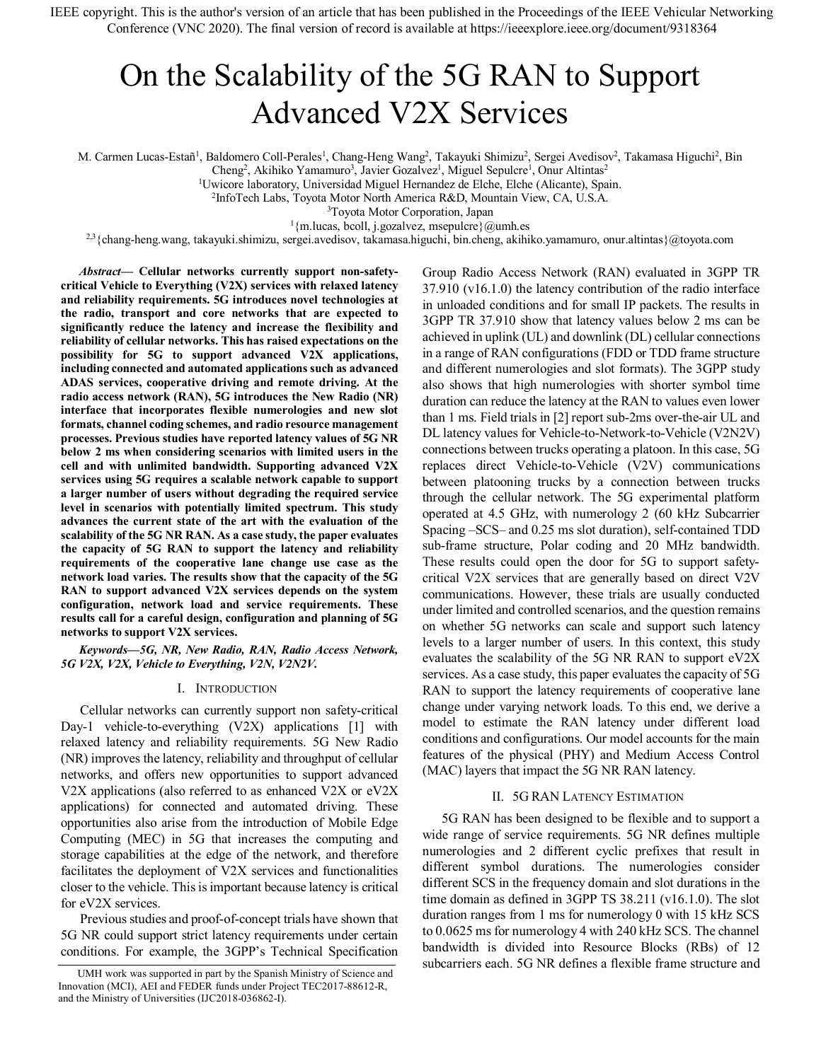IEEE copyright. This is the author's version of an article that has been published in the Proceedings of the IEEE Vehicular Networking Conference (VNC 2020). The final version of record is available at https://ieeexplore.ieee.org/document/9318364

# On the Scalability of the 5G RAN to Support Advanced V2X Services

M. Carmen Lucas-Estañ[1], Baldomero Coll-Perales[1], Chang-Heng Wang[2], Takayuki Shimizu[2], Sergei Avedisov[2], Takamasa Higuchi[2], Bin Cheng[2], Akihiko Yamamuro[3], Javier Gozalvez[1], Miguel Sepulcre[1], Onur Altintas[2]

[1]Uwicore laboratory, Universidad Miguel Hernandez de Elche, Elche (Alicante), Spain.
[2]InfoTech Labs, Toyota Motor North America R&D, Mountain View, CA, U.S.A.
[3]Toyota Motor Corporation, Japan
[1]{m.lucas, bcoll, j.gozalvez, msepulcre}@umh.es
[2,3]{chang-heng.wang, takayuki.shimizu, sergei.avedisov, takamasa.higuchi, bin.cheng, akihiko.yamamuro, onur.altintas}@toyota.com

***Abstract*— Cellular networks currently support non-safety-critical Vehicle to Everything (V2X) services with relaxed latency and reliability requirements. 5G introduces novel technologies at the radio, transport and core networks that are expected to significantly reduce the latency and increase the flexibility and reliability of cellular networks. This has raised expectations on the possibility for 5G to support advanced V2X applications, including connected and automated applications such as advanced ADAS services, cooperative driving and remote driving. At the radio access network (RAN), 5G introduces the New Radio (NR) interface that incorporates flexible numerologies and new slot formats, channel coding schemes, and radio resource management processes. Previous studies have reported latency values of 5G NR below 2 ms when considering scenarios with limited users in the cell and with unlimited bandwidth. Supporting advanced V2X services using 5G requires a scalable network capable to support a larger number of users without degrading the required service level in scenarios with potentially limited spectrum. This study advances the current state of the art with the evaluation of the scalability of the 5G NR RAN. As a case study, the paper evaluates the capacity of 5G RAN to support the latency and reliability requirements of the cooperative lane change use case as the network load varies. The results show that the capacity of the 5G RAN to support advanced V2X services depends on the system configuration, network load and service requirements. These results call for a careful design, configuration and planning of 5G networks to support V2X services.**

***Keywords—5G, NR, New Radio, RAN, Radio Access Network, 5G V2X, V2X, Vehicle to Everything, V2N, V2N2V.***

## I. Introduction

Cellular networks can currently support non safety-critical Day-1 vehicle-to-everything (V2X) applications [1] with relaxed latency and reliability requirements. 5G New Radio (NR) improves the latency, reliability and throughput of cellular networks, and offers new opportunities to support advanced V2X applications (also referred to as enhanced V2X or eV2X applications) for connected and automated driving. These opportunities also arise from the introduction of Mobile Edge Computing (MEC) in 5G that increases the computing and storage capabilities at the edge of the network, and therefore facilitates the deployment of V2X services and functionalities closer to the vehicle. This is important because latency is critical for eV2X services.

Previous studies and proof-of-concept trials have shown that 5G NR could support strict latency requirements under certain conditions. For example, the 3GPP's Technical Specification Group Radio Access Network (RAN) evaluated in 3GPP TR 37.910 (v16.1.0) the latency contribution of the radio interface in unloaded conditions and for small IP packets. The results in 3GPP TR 37.910 show that latency values below 2 ms can be achieved in uplink (UL) and downlink (DL) cellular connections in a range of RAN configurations (FDD or TDD frame structure and different numerologies and slot formats). The 3GPP study also shows that high numerologies with shorter symbol time duration can reduce the latency at the RAN to values even lower than 1 ms. Field trials in [2] report sub-2ms over-the-air UL and DL latency values for Vehicle-to-Network-to-Vehicle (V2N2V) connections between trucks operating a platoon. In this case, 5G replaces direct Vehicle-to-Vehicle (V2V) communications between platooning trucks by a connection between trucks through the cellular network. The 5G experimental platform operated at 4.5 GHz, with numerology 2 (60 kHz Subcarrier Spacing –SCS– and 0.25 ms slot duration), self-contained TDD sub-frame structure, Polar coding and 20 MHz bandwidth. These results could open the door for 5G to support safety-critical V2X services that are generally based on direct V2V communications. However, these trials are usually conducted under limited and controlled scenarios, and the question remains on whether 5G networks can scale and support such latency levels to a larger number of users. In this context, this study evaluates the scalability of the 5G NR RAN to support eV2X services. As a case study, this paper evaluates the capacity of 5G RAN to support the latency requirements of cooperative lane change under varying network loads. To this end, we derive a model to estimate the RAN latency under different load conditions and configurations. Our model accounts for the main features of the physical (PHY) and Medium Access Control (MAC) layers that impact the 5G NR RAN latency.

## II. 5G RAN Latency Estimation

5G RAN has been designed to be flexible and to support a wide range of service requirements. 5G NR defines multiple numerologies and 2 different cyclic prefixes that result in different symbol durations. The numerologies consider different SCS in the frequency domain and slot durations in the time domain as defined in 3GPP TS 38.211 (v16.1.0). The slot duration ranges from 1 ms for numerology 0 with 15 kHz SCS to 0.0625 ms for numerology 4 with 240 kHz SCS. The channel bandwidth is divided into Resource Blocks (RBs) of 12 subcarriers each. 5G NR defines a flexible frame structure and

UMH work was supported in part by the Spanish Ministry of Science and Innovation (MCI), AEI and FEDER funds under Project TEC2017-88612-R, and the Ministry of Universities (IJC2018-036862-I).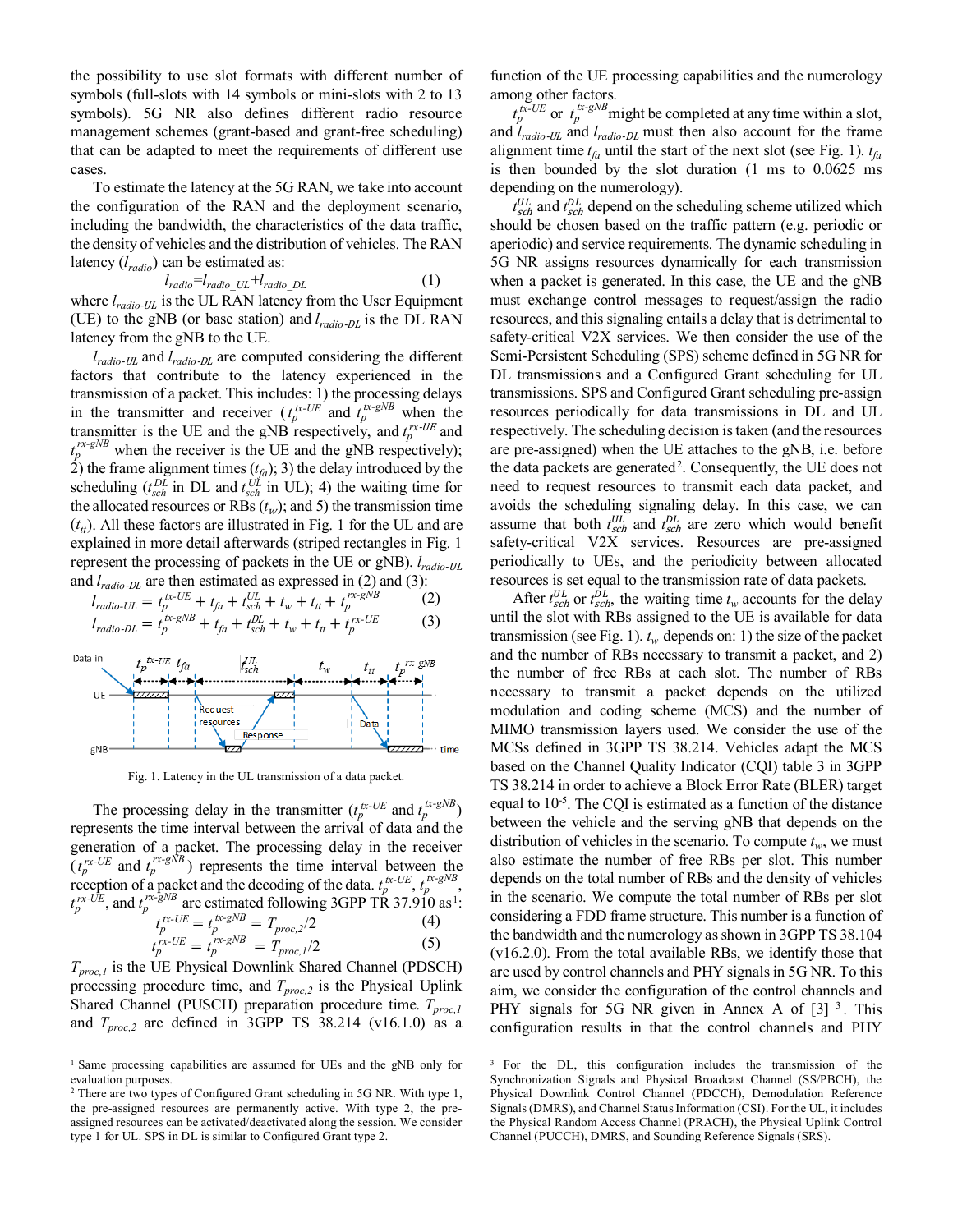the possibility to use slot formats with different number of symbols (full-slots with 14 symbols or mini-slots with 2 to 13 symbols). 5G NR also defines different radio resource management schemes (grant-based and grant-free scheduling) that can be adapted to meet the requirements of different use cases.

To estimate the latency at the 5G RAN, we take into account the configuration of the RAN and the deployment scenario, including the bandwidth, the characteristics of the data traffic, the density of vehicles and the distribution of vehicles. The RAN latency ($l_{radio}$) can be estimated as:

$$l_{radio}=l_{radio\_UL}+l_{radio\_DL} \quad (1)$$

where $l_{radio\text{-}UL}$ is the UL RAN latency from the User Equipment (UE) to the gNB (or base station) and $l_{radio\text{-}DL}$ is the DL RAN latency from the gNB to the UE.

$l_{radio\text{-}UL}$ and $l_{radio\text{-}DL}$ are computed considering the different factors that contribute to the latency experienced in the transmission of a packet. This includes: 1) the processing delays in the transmitter and receiver ($t_p^{tx\text{-}UE}$ and $t_p^{tx\text{-}gNB}$ when the transmitter is the UE and the gNB respectively, and $t_p^{rx\text{-}UE}$ and $t_p^{rx\text{-}gNB}$ when the receiver is the UE and the gNB respectively); 2) the frame alignment times ($t_{fa}$); 3) the delay introduced by the scheduling ($t_{sch}^{DL}$ in DL and $t_{sch}^{UL}$ in UL); 4) the waiting time for the allocated resources or RBs ($t_w$); and 5) the transmission time ($t_{tt}$). All these factors are illustrated in Fig. 1 for the UL and are explained in more detail afterwards (striped rectangles in Fig. 1 represent the processing of packets in the UE or gNB). $l_{radio\text{-}UL}$ and $l_{radio\text{-}DL}$ are then estimated as expressed in (2) and (3):

$$l_{radio\text{-}UL} = t_p^{tx\text{-}UE} + t_{fa} + t_{sch}^{UL} + t_w + t_{tt} + t_p^{rx\text{-}gNB} \quad (2)$$

$$l_{radio\text{-}DL} = t_p^{tx\text{-}gNB} + t_{fa} + t_{sch}^{DL} + t_w + t_{tt} + t_p^{rx\text{-}UE} \quad (3)$$

Fig. 1. Latency in the UL transmission of a data packet.

The processing delay in the transmitter ($t_p^{tx\text{-}UE}$ and $t_p^{tx\text{-}gNB}$) represents the time interval between the arrival of data and the generation of a packet. The processing delay in the receiver ($t_p^{rx\text{-}UE}$ and $t_p^{rx\text{-}gNB}$) represents the time interval between the reception of a packet and the decoding of the data. $t_p^{tx\text{-}UE}$, $t_p^{tx\text{-}gNB}$, $t_p^{rx\text{-}UE}$, and $t_p^{rx\text{-}gNB}$ are estimated following 3GPP TR 37.910 as[1]:

$$t_p^{tx\text{-}UE} = t_p^{tx\text{-}gNB} = T_{proc,2}/2 \quad (4)$$

$$t_p^{rx\text{-}UE} = t_p^{rx\text{-}gNB} = T_{proc,1}/2 \quad (5)$$

$T_{proc,1}$ is the UE Physical Downlink Shared Channel (PDSCH) processing procedure time, and $T_{proc,2}$ is the Physical Uplink Shared Channel (PUSCH) preparation procedure time. $T_{proc,1}$ and $T_{proc,2}$ are defined in 3GPP TS 38.214 (v16.1.0) as a function of the UE processing capabilities and the numerology among other factors.

$t_p^{tx\text{-}UE}$ or $t_p^{tx\text{-}gNB}$ might be completed at any time within a slot, and $l_{radio\text{-}UL}$ and $l_{radio\text{-}DL}$ must then also account for the frame alignment time $t_{fa}$ until the start of the next slot (see Fig. 1). $t_{fa}$ is then bounded by the slot duration (1 ms to 0.0625 ms depending on the numerology).

$t_{sch}^{UL}$ and $t_{sch}^{DL}$ depend on the scheduling scheme utilized which should be chosen based on the traffic pattern (e.g. periodic or aperiodic) and service requirements. The dynamic scheduling in 5G NR assigns resources dynamically for each transmission when a packet is generated. In this case, the UE and the gNB must exchange control messages to request/assign the radio resources, and this signaling entails a delay that is detrimental to safety-critical V2X services. We then consider the use of the Semi-Persistent Scheduling (SPS) scheme defined in 5G NR for DL transmissions and a Configured Grant scheduling for UL transmissions. SPS and Configured Grant scheduling pre-assign resources periodically for data transmissions in DL and UL respectively. The scheduling decision is taken (and the resources are pre-assigned) when the UE attaches to the gNB, i.e. before the data packets are generated[2]. Consequently, the UE does not need to request resources to transmit each data packet, and avoids the scheduling signaling delay. In this case, we can assume that both $t_{sch}^{UL}$ and $t_{sch}^{DL}$ are zero which would benefit safety-critical V2X services. Resources are pre-assigned periodically to UEs, and the periodicity between allocated resources is set equal to the transmission rate of data packets.

After $t_{sch}^{UL}$ or $t_{sch}^{DL}$, the waiting time $t_w$ accounts for the delay until the slot with RBs assigned to the UE is available for data transmission (see Fig. 1). $t_w$ depends on: 1) the size of the packet and the number of RBs necessary to transmit a packet, and 2) the number of free RBs at each slot. The number of RBs necessary to transmit a packet depends on the utilized modulation and coding scheme (MCS) and the number of MIMO transmission layers used. We consider the use of the MCSs defined in 3GPP TS 38.214. Vehicles adapt the MCS based on the Channel Quality Indicator (CQI) table 3 in 3GPP TS 38.214 in order to achieve a Block Error Rate (BLER) target equal to $10^{-5}$. The CQI is estimated as a function of the distance between the vehicle and the serving gNB that depends on the distribution of vehicles in the scenario. To compute $t_w$, we must also estimate the number of free RBs per slot. This number depends on the total number of RBs and the density of vehicles in the scenario. We compute the total number of RBs per slot considering a FDD frame structure. This number is a function of the bandwidth and the numerology as shown in 3GPP TS 38.104 (v16.2.0). From the total available RBs, we identify those that are used by control channels and PHY signals in 5G NR. To this aim, we consider the configuration of the control channels and PHY signals for 5G NR given in Annex A of [3] [3]. This configuration results in that the control channels and PHY

[1] Same processing capabilities are assumed for UEs and the gNB only for evaluation purposes.

[2] There are two types of Configured Grant scheduling in 5G NR. With type 1, the pre-assigned resources are permanently active. With type 2, the pre-assigned resources can be activated/deactivated along the session. We consider type 1 for UL. SPS in DL is similar to Configured Grant type 2.

[3] For the DL, this configuration includes the transmission of the Synchronization Signals and Physical Broadcast Channel (SS/PBCH), the Physical Downlink Control Channel (PDCCH), Demodulation Reference Signals (DMRS), and Channel Status Information (CSI). For the UL, it includes the Physical Random Access Channel (PRACH), the Physical Uplink Control Channel (PUCCH), DMRS, and Sounding Reference Signals (SRS).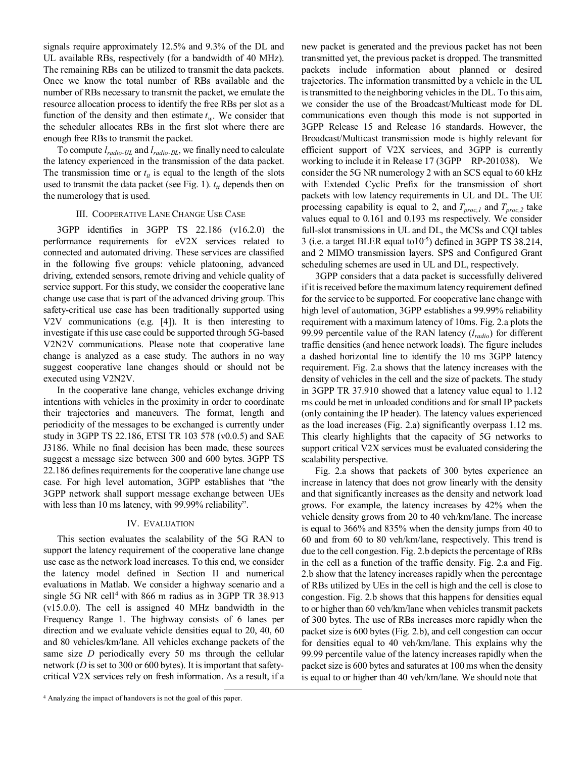signals require approximately 12.5% and 9.3% of the DL and UL available RBs, respectively (for a bandwidth of 40 MHz). The remaining RBs can be utilized to transmit the data packets. Once we know the total number of RBs available and the number of RBs necessary to transmit the packet, we emulate the resource allocation process to identify the free RBs per slot as a function of the density and then estimate $t_w$. We consider that the scheduler allocates RBs in the first slot where there are enough free RBs to transmit the packet.

To compute $l_{radio\text{-}UL}$ and $l_{radio\text{-}DL}$, we finally need to calculate the latency experienced in the transmission of the data packet. The transmission time or $t_{tt}$ is equal to the length of the slots used to transmit the data packet (see Fig. 1). $t_{tt}$ depends then on the numerology that is used.

## III. Cooperative Lane Change Use Case

3GPP identifies in 3GPP TS 22.186 (v16.2.0) the performance requirements for eV2X services related to connected and automated driving. These services are classified in the following five groups: vehicle platooning, advanced driving, extended sensors, remote driving and vehicle quality of service support. For this study, we consider the cooperative lane change use case that is part of the advanced driving group. This safety-critical use case has been traditionally supported using V2V communications (e.g. [4]). It is then interesting to investigate if this use case could be supported through 5G-based V2N2V communications. Please note that cooperative lane change is analyzed as a case study. The authors in no way suggest cooperative lane changes should or should not be executed using V2N2V.

In the cooperative lane change, vehicles exchange driving intentions with vehicles in the proximity in order to coordinate their trajectories and maneuvers. The format, length and periodicity of the messages to be exchanged is currently under study in 3GPP TS 22.186, ETSI TR 103 578 (v0.0.5) and SAE J3186. While no final decision has been made, these sources suggest a message size between 300 and 600 bytes. 3GPP TS 22.186 defines requirements for the cooperative lane change use case. For high level automation, 3GPP establishes that "the 3GPP network shall support message exchange between UEs with less than 10 ms latency, with 99.99% reliability".

## IV. Evaluation

This section evaluates the scalability of the 5G RAN to support the latency requirement of the cooperative lane change use case as the network load increases. To this end, we consider the latency model defined in Section II and numerical evaluations in Matlab. We consider a highway scenario and a single 5G NR cell[4] with 866 m radius as in 3GPP TR 38.913 (v15.0.0). The cell is assigned 40 MHz bandwidth in the Frequency Range 1. The highway consists of 6 lanes per direction and we evaluate vehicle densities equal to 20, 40, 60 and 80 vehicles/km/lane. All vehicles exchange packets of the same size $D$ periodically every 50 ms through the cellular network ($D$ is set to 300 or 600 bytes). It is important that safety-critical V2X services rely on fresh information. As a result, if a new packet is generated and the previous packet has not been transmitted yet, the previous packet is dropped. The transmitted packets include information about planned or desired trajectories. The information transmitted by a vehicle in the UL is transmitted to the neighboring vehicles in the DL. To this aim, we consider the use of the Broadcast/Multicast mode for DL communications even though this mode is not supported in 3GPP Release 15 and Release 16 standards. However, the Broadcast/Multicast transmission mode is highly relevant for efficient support of V2X services, and 3GPP is currently working to include it in Release 17 (3GPP RP-201038). We consider the 5G NR numerology 2 with an SCS equal to 60 kHz with Extended Cyclic Prefix for the transmission of short packets with low latency requirements in UL and DL. The UE processing capability is equal to 2, and $T_{proc,1}$ and $T_{proc,2}$ take values equal to 0.161 and 0.193 ms respectively. We consider full-slot transmissions in UL and DL, the MCSs and CQI tables 3 (i.e. a target BLER equal to $10^{-5}$) defined in 3GPP TS 38.214, and 2 MIMO transmission layers. SPS and Configured Grant scheduling schemes are used in UL and DL, respectively.

3GPP considers that a data packet is successfully delivered if it is received before the maximum latency requirement defined for the service to be supported. For cooperative lane change with high level of automation, 3GPP establishes a 99.99% reliability requirement with a maximum latency of 10ms. Fig. 2.a plots the 99.99 percentile value of the RAN latency ($l_{radio}$) for different traffic densities (and hence network loads). The figure includes a dashed horizontal line to identify the 10 ms 3GPP latency requirement. Fig. 2.a shows that the latency increases with the density of vehicles in the cell and the size of packets. The study in 3GPP TR 37.910 showed that a latency value equal to 1.12 ms could be met in unloaded conditions and for small IP packets (only containing the IP header). The latency values experienced as the load increases (Fig. 2.a) significantly overpass 1.12 ms. This clearly highlights that the capacity of 5G networks to support critical V2X services must be evaluated considering the scalability perspective.

Fig. 2.a shows that packets of 300 bytes experience an increase in latency that does not grow linearly with the density and that significantly increases as the density and network load grows. For example, the latency increases by 42% when the vehicle density grows from 20 to 40 veh/km/lane. The increase is equal to 366% and 835% when the density jumps from 40 to 60 and from 60 to 80 veh/km/lane, respectively. This trend is due to the cell congestion. Fig. 2.b depicts the percentage of RBs in the cell as a function of the traffic density. Fig. 2.a and Fig. 2.b show that the latency increases rapidly when the percentage of RBs utilized by UEs in the cell is high and the cell is close to congestion. Fig. 2.b shows that this happens for densities equal to or higher than 60 veh/km/lane when vehicles transmit packets of 300 bytes. The use of RBs increases more rapidly when the packet size is 600 bytes (Fig. 2.b), and cell congestion can occur for densities equal to 40 veh/km/lane. This explains why the 99.99 percentile value of the latency increases rapidly when the packet size is 600 bytes and saturates at 100 ms when the density is equal to or higher than 40 veh/km/lane. We should note that

[4] Analyzing the impact of handovers is not the goal of this paper.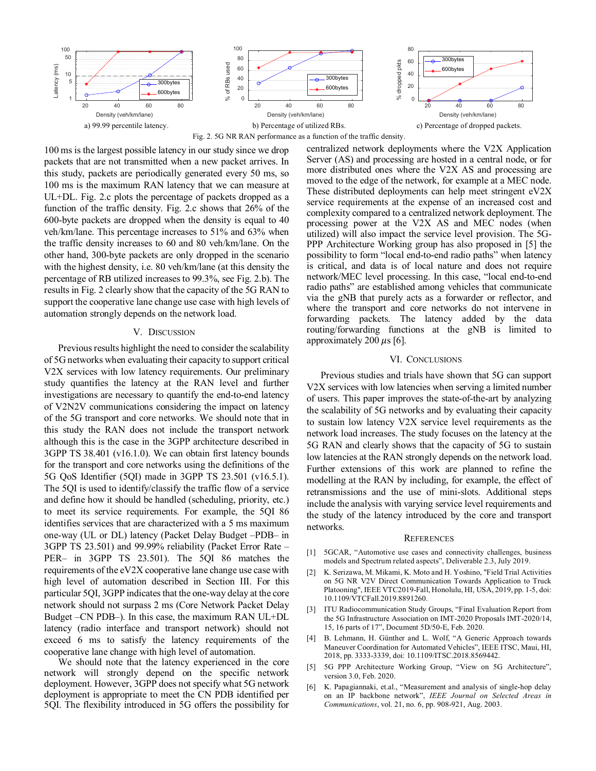a) 99.99 percentile latency.

Latency (ms)

100
50
10
5
1

20 40 60 80

Density (veh/km/lane)

300bytes
600bytes

b) Percentage of utilized RBs.

% of RBs used

100
80
60
40
20
0

20 40 60 80

Density (veh/km/lane)

300bytes
600bytes

c) Percentage of dropped packets.

% dropped pkts

80
60
40
20
0

20 40 60 80

Density (veh/km/lane)

300bytes
600bytes

Fig. 2. 5G NR RAN performance as a function of the traffic density.

100 ms is the largest possible latency in our study since we drop packets that are not transmitted when a new packet arrives. In this study, packets are periodically generated every 50 ms, so 100 ms is the maximum RAN latency that we can measure at UL+DL. Fig. 2.c plots the percentage of packets dropped as a function of the traffic density. Fig. 2.c shows that 26% of the 600-byte packets are dropped when the density is equal to 40 veh/km/lane. This percentage increases to 51% and 63% when the traffic density increases to 60 and 80 veh/km/lane. On the other hand, 300-byte packets are only dropped in the scenario with the highest density, i.e. 80 veh/km/lane (at this density the percentage of RB utilized increases to 99.3%, see Fig. 2.b). The results in Fig. 2 clearly show that the capacity of the 5G RAN to support the cooperative lane change use case with high levels of automation strongly depends on the network load.

## V. Discussion

Previous results highlight the need to consider the scalability of 5G networks when evaluating their capacity to support critical V2X services with low latency requirements. Our preliminary study quantifies the latency at the RAN level and further investigations are necessary to quantify the end-to-end latency of V2N2V communications considering the impact on latency of the 5G transport and core networks. We should note that in this study the RAN does not include the transport network although this is the case in the 3GPP architecture described in 3GPP TS 38.401 (v16.1.0). We can obtain first latency bounds for the transport and core networks using the definitions of the 5G QoS Identifier (5QI) made in 3GPP TS 23.501 (v16.5.1). The 5QI is used to identify/classify the traffic flow of a service and define how it should be handled (scheduling, priority, etc.) to meet its service requirements. For example, the 5QI 86 identifies services that are characterized with a 5 ms maximum one-way (UL or DL) latency (Packet Delay Budget –PDB– in 3GPP TS 23.501) and 99.99% reliability (Packet Error Rate –PER– in 3GPP TS 23.501). The 5QI 86 matches the requirements of the eV2X cooperative lane change use case with high level of automation described in Section III. For this particular 5QI, 3GPP indicates that the one-way delay at the core network should not surpass 2 ms (Core Network Packet Delay Budget –CN PDB–). In this case, the maximum RAN UL+DL latency (radio interface and transport network) should not exceed 6 ms to satisfy the latency requirements of the cooperative lane change with high level of automation.

We should note that the latency experienced in the core network will strongly depend on the specific network deployment. However, 3GPP does not specify what 5G network deployment is appropriate to meet the CN PDB identified per 5QI. The flexibility introduced in 5G offers the possibility for centralized network deployments where the V2X Application Server (AS) and processing are hosted in a central node, or for more distributed ones where the V2X AS and processing are moved to the edge of the network, for example at a MEC node. These distributed deployments can help meet stringent eV2X service requirements at the expense of an increased cost and complexity compared to a centralized network deployment. The processing power at the V2X AS and MEC nodes (when utilized) will also impact the service level provision. The 5G-PPP Architecture Working group has also proposed in [5] the possibility to form "local end-to-end radio paths" when latency is critical, and data is of local nature and does not require network/MEC level processing. In this case, "local end-to-end radio paths" are established among vehicles that communicate via the gNB that purely acts as a forwarder or reflector, and where the transport and core networks do not intervene in forwarding packets. The latency added by the data routing/forwarding functions at the gNB is limited to approximately 200 $\mu s$ [6].

## VI. Conclusions

Previous studies and trials have shown that 5G can support V2X services with low latencies when serving a limited number of users. This paper improves the state-of-the-art by analyzing the scalability of 5G networks and by evaluating their capacity to sustain low latency V2X service level requirements as the network load increases. The study focuses on the latency at the 5G RAN and clearly shows that the capacity of 5G to sustain low latencies at the RAN strongly depends on the network load. Further extensions of this work are planned to refine the modelling at the RAN by including, for example, the effect of retransmissions and the use of mini-slots. Additional steps include the analysis with varying service level requirements and the study of the latency introduced by the core and transport networks.

## References

[1] 5GCAR, "Automotive use cases and connectivity challenges, business models and Spectrum related aspects", Deliverable 2.3, July 2019.

[2] K. Serizawa, M. Mikami, K. Moto and H. Yoshino, "Field Trial Activities on 5G NR V2V Direct Communication Towards Application to Truck Platooning", IEEE VTC2019-Fall, Honolulu, HI, USA, 2019, pp. 1-5, doi: 10.1109/VTCFall.2019.8891260.

[3] ITU Radiocommunication Study Groups, "Final Evaluation Report from the 5G Infrastructure Association on IMT-2020 Proposals IMT-2020/14, 15, 16 parts of 17", Document 5D/50-E, Feb. 2020.

[4] B. Lehmann, H. Günther and L. Wolf, "A Generic Approach towards Maneuver Coordination for Automated Vehicles", IEEE ITSC, Maui, HI, 2018, pp. 3333-3339, doi: 10.1109/ITSC.2018.8569442.

[5] 5G PPP Architecture Working Group, "View on 5G Architecture", version 3.0, Feb. 2020.

[6] K. Papagiannaki, et.al., "Measurement and analysis of single-hop delay on an IP backbone network", *IEEE Journal on Selected Areas in Communications*, vol. 21, no. 6, pp. 908-921, Aug. 2003.